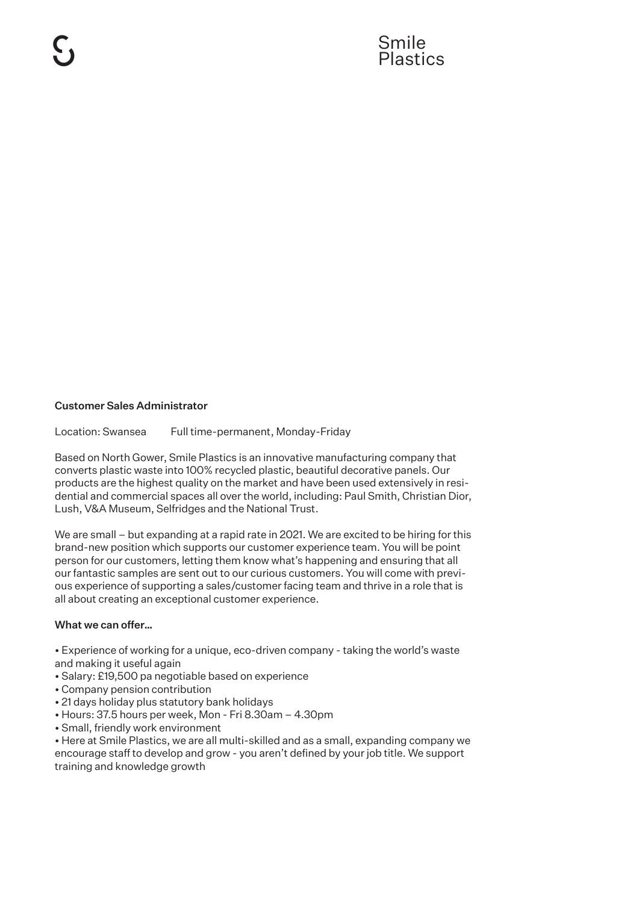Smile
Plastics

## Customer Sales Administrator

Location: Swansea    Full time-permanent, Monday-Friday

Based on North Gower, Smile Plastics is an innovative manufacturing company that converts plastic waste into 100% recycled plastic, beautiful decorative panels. Our products are the highest quality on the market and have been used extensively in residential and commercial spaces all over the world, including: Paul Smith, Christian Dior, Lush, V&A Museum, Selfridges and the National Trust.

We are small – but expanding at a rapid rate in 2021. We are excited to be hiring for this brand-new position which supports our customer experience team. You will be point person for our customers, letting them know what's happening and ensuring that all our fantastic samples are sent out to our curious customers. You will come with previous experience of supporting a sales/customer facing team and thrive in a role that is all about creating an exceptional customer experience.

### What we can offer...

- Experience of working for a unique, eco-driven company - taking the world's waste and making it useful again
- Salary: £19,500 pa negotiable based on experience
- Company pension contribution
- 21 days holiday plus statutory bank holidays
- Hours: 37.5 hours per week, Mon - Fri 8.30am – 4.30pm
- Small, friendly work environment
- Here at Smile Plastics, we are all multi-skilled and as a small, expanding company we encourage staff to develop and grow - you aren't defined by your job title. We support training and knowledge growth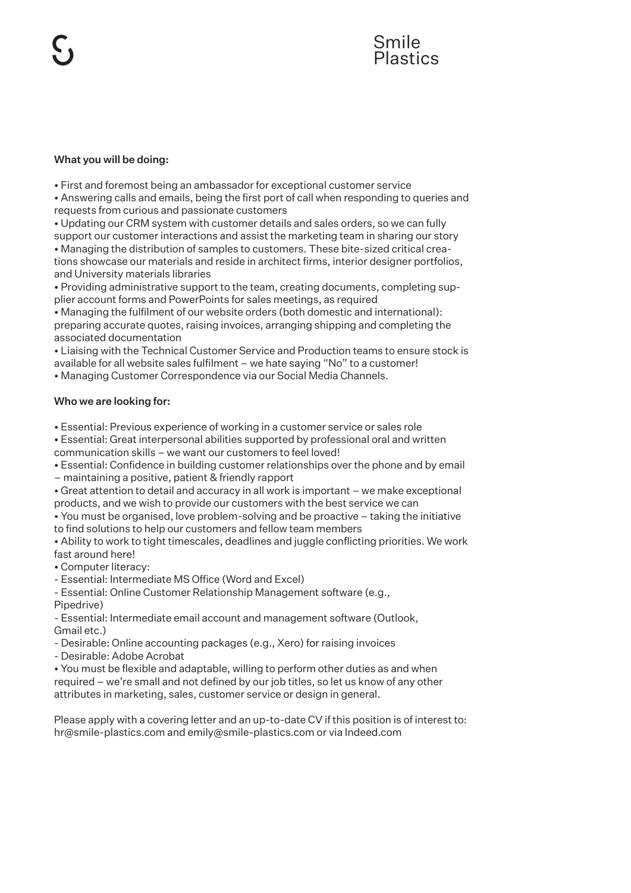**What you will be doing:**

- First and foremost being an ambassador for exceptional customer service
- Answering calls and emails, being the first port of call when responding to queries and requests from curious and passionate customers
- Updating our CRM system with customer details and sales orders, so we can fully support our customer interactions and assist the marketing team in sharing our story
- Managing the distribution of samples to customers. These bite-sized critical creations showcase our materials and reside in architect firms, interior designer portfolios, and University materials libraries
- Providing administrative support to the team, creating documents, completing supplier account forms and PowerPoints for sales meetings, as required
- Managing the fulfilment of our website orders (both domestic and international): preparing accurate quotes, raising invoices, arranging shipping and completing the associated documentation
- Liaising with the Technical Customer Service and Production teams to ensure stock is available for all website sales fulfilment – we hate saying "No" to a customer!
- Managing Customer Correspondence via our Social Media Channels.

**Who we are looking for:**

- Essential: Previous experience of working in a customer service or sales role
- Essential: Great interpersonal abilities supported by professional oral and written communication skills – we want our customers to feel loved!
- Essential: Confidence in building customer relationships over the phone and by email – maintaining a positive, patient & friendly rapport
- Great attention to detail and accuracy in all work is important – we make exceptional products, and we wish to provide our customers with the best service we can
- You must be organised, love problem-solving and be proactive – taking the initiative to find solutions to help our customers and fellow team members
- Ability to work to tight timescales, deadlines and juggle conflicting priorities. We work fast around here!
- Computer literacy:
  - Essential: Intermediate MS Office (Word and Excel)
  - Essential: Online Customer Relationship Management software (e.g., Pipedrive)
  - Essential: Intermediate email account and management software (Outlook, Gmail etc.)
  - Desirable: Online accounting packages (e.g., Xero) for raising invoices
  - Desirable: Adobe Acrobat
- You must be flexible and adaptable, willing to perform other duties as and when required – we're small and not defined by our job titles, so let us know of any other attributes in marketing, sales, customer service or design in general.

Please apply with a covering letter and an up-to-date CV if this position is of interest to: hr@smile-plastics.com and emily@smile-plastics.com or via Indeed.com